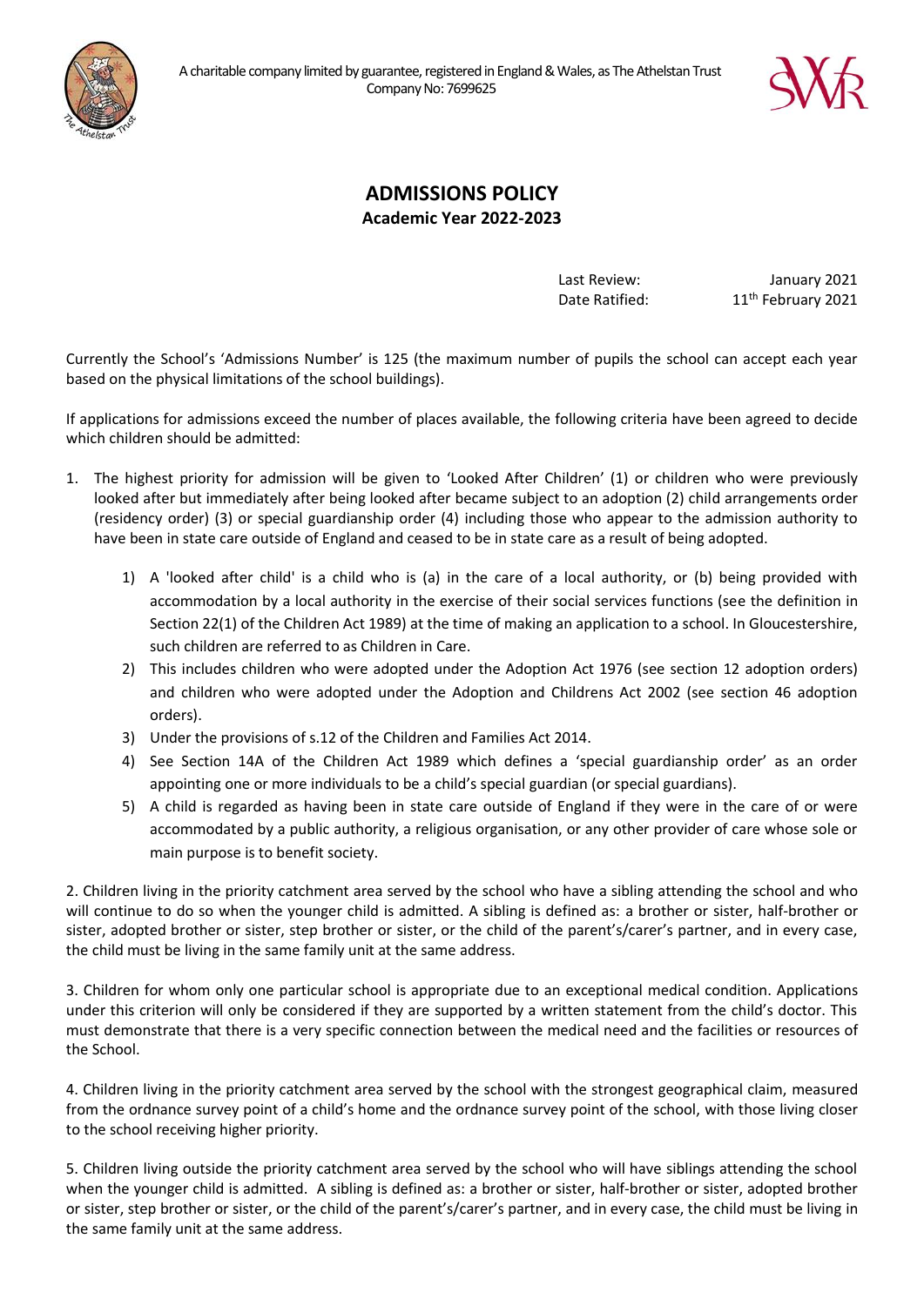A charitable company limited by guarantee, registered in England & Wales, as The Athelstan Trust
Company No: 7699625

# ADMISSIONS POLICY

**Academic Year 2022-2023**

Last Review: January 2021
Date Ratified: 11th February 2021

Currently the School's 'Admissions Number' is 125 (the maximum number of pupils the school can accept each year based on the physical limitations of the school buildings).

If applications for admissions exceed the number of places available, the following criteria have been agreed to decide which children should be admitted:

1. The highest priority for admission will be given to 'Looked After Children' (1) or children who were previously looked after but immediately after being looked after became subject to an adoption (2) child arrangements order (residency order) (3) or special guardianship order (4) including those who appear to the admission authority to have been in state care outside of England and ceased to be in state care as a result of being adopted.

    1) A 'looked after child' is a child who is (a) in the care of a local authority, or (b) being provided with accommodation by a local authority in the exercise of their social services functions (see the definition in Section 22(1) of the Children Act 1989) at the time of making an application to a school. In Gloucestershire, such children are referred to as Children in Care.
    2) This includes children who were adopted under the Adoption Act 1976 (see section 12 adoption orders) and children who were adopted under the Adoption and Childrens Act 2002 (see section 46 adoption orders).
    3) Under the provisions of s.12 of the Children and Families Act 2014.
    4) See Section 14A of the Children Act 1989 which defines a 'special guardianship order' as an order appointing one or more individuals to be a child's special guardian (or special guardians).
    5) A child is regarded as having been in state care outside of England if they were in the care of or were accommodated by a public authority, a religious organisation, or any other provider of care whose sole or main purpose is to benefit society.

2. Children living in the priority catchment area served by the school who have a sibling attending the school and who will continue to do so when the younger child is admitted. A sibling is defined as: a brother or sister, half-brother or sister, adopted brother or sister, step brother or sister, or the child of the parent's/carer's partner, and in every case, the child must be living in the same family unit at the same address.

3. Children for whom only one particular school is appropriate due to an exceptional medical condition. Applications under this criterion will only be considered if they are supported by a written statement from the child's doctor. This must demonstrate that there is a very specific connection between the medical need and the facilities or resources of the School.

4. Children living in the priority catchment area served by the school with the strongest geographical claim, measured from the ordnance survey point of a child's home and the ordnance survey point of the school, with those living closer to the school receiving higher priority.

5. Children living outside the priority catchment area served by the school who will have siblings attending the school when the younger child is admitted. A sibling is defined as: a brother or sister, half-brother or sister, adopted brother or sister, step brother or sister, or the child of the parent's/carer's partner, and in every case, the child must be living in the same family unit at the same address.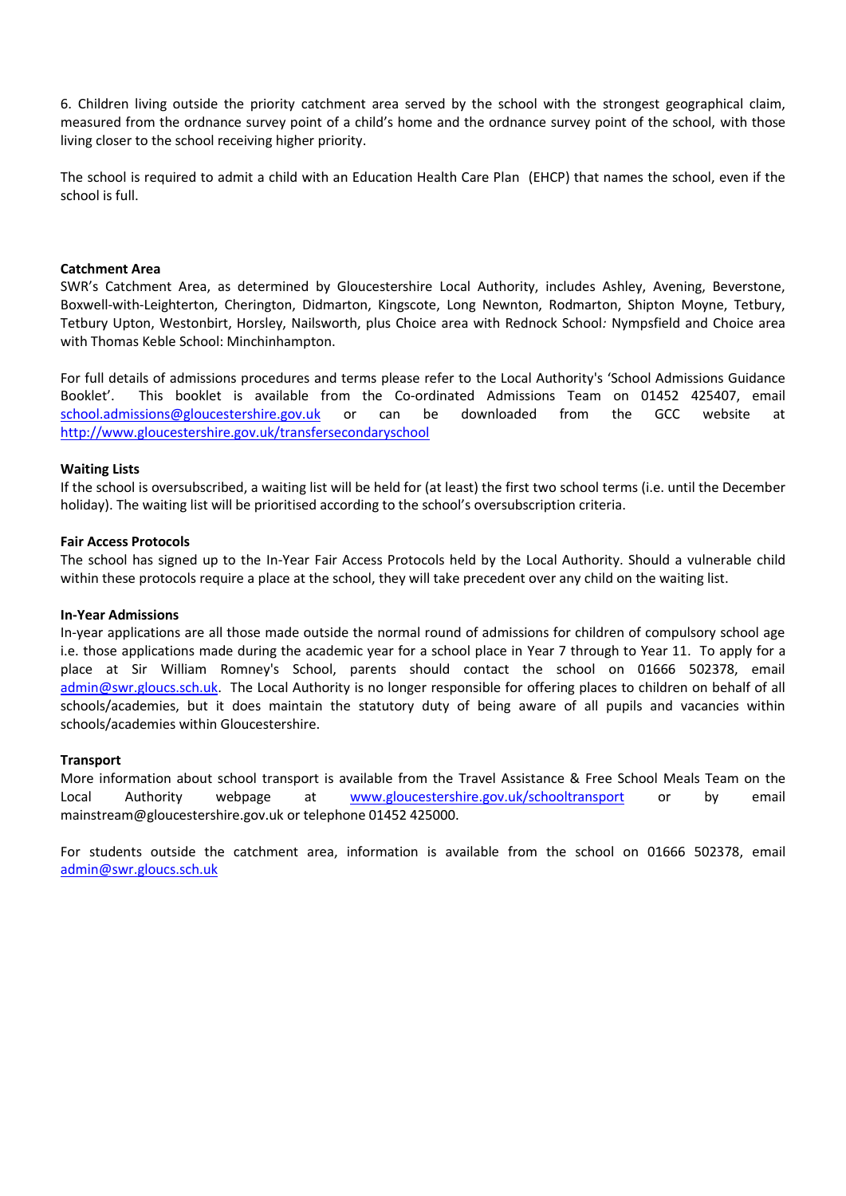6. Children living outside the priority catchment area served by the school with the strongest geographical claim, measured from the ordnance survey point of a child's home and the ordnance survey point of the school, with those living closer to the school receiving higher priority.

The school is required to admit a child with an Education Health Care Plan (EHCP) that names the school, even if the school is full.

**Catchment Area**

SWR's Catchment Area, as determined by Gloucestershire Local Authority, includes Ashley, Avening, Beverstone, Boxwell-with-Leighterton, Cherington, Didmarton, Kingscote, Long Newnton, Rodmarton, Shipton Moyne, Tetbury, Tetbury Upton, Westonbirt, Horsley, Nailsworth, plus Choice area with Rednock School*:* Nympsfield and Choice area with Thomas Keble School: Minchinhampton.

For full details of admissions procedures and terms please refer to the Local Authority's 'School Admissions Guidance Booklet'. This booklet is available from the Co-ordinated Admissions Team on 01452 425407, email school.admissions@gloucestershire.gov.uk or can be downloaded from the GCC website at http://www.gloucestershire.gov.uk/transfersecondaryschool

**Waiting Lists**

If the school is oversubscribed, a waiting list will be held for (at least) the first two school terms (i.e. until the December holiday). The waiting list will be prioritised according to the school's oversubscription criteria.

**Fair Access Protocols**

The school has signed up to the In-Year Fair Access Protocols held by the Local Authority. Should a vulnerable child within these protocols require a place at the school, they will take precedent over any child on the waiting list.

**In-Year Admissions**

In-year applications are all those made outside the normal round of admissions for children of compulsory school age i.e. those applications made during the academic year for a school place in Year 7 through to Year 11. To apply for a place at Sir William Romney's School, parents should contact the school on 01666 502378, email admin@swr.gloucs.sch.uk. The Local Authority is no longer responsible for offering places to children on behalf of all schools/academies, but it does maintain the statutory duty of being aware of all pupils and vacancies within schools/academies within Gloucestershire.

**Transport**

More information about school transport is available from the Travel Assistance & Free School Meals Team on the Local Authority webpage at www.gloucestershire.gov.uk/schooltransport or by email mainstream@gloucestershire.gov.uk or telephone 01452 425000.

For students outside the catchment area, information is available from the school on 01666 502378, email admin@swr.gloucs.sch.uk